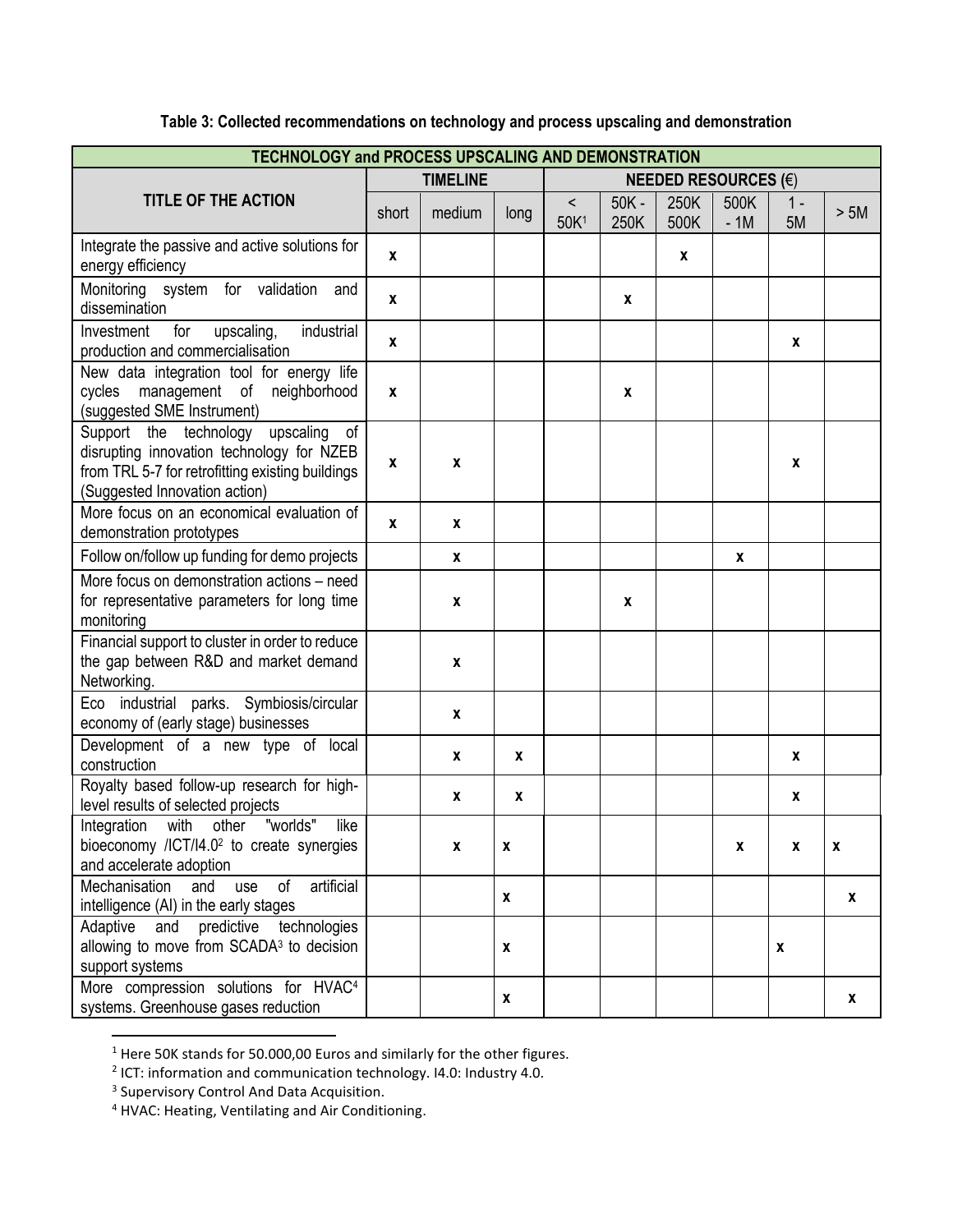**Table 3: Collected recommendations on technology and process upscaling and demonstration**

| TECHNOLOGY and PROCESS UPSCALING AND DEMONSTRATION | | | | | | | | | |
|---|---|---|---|---|---|---|---|---|---|
| TITLE OF THE ACTION | TIMELINE | | | NEEDED RESOURCES (€) | | | | | |
| | short | medium | long | < 50K[1] | 50K - 250K | 250K 500K | 500K - 1M | 1 - 5M | > 5M |
| Integrate the passive and active solutions for energy efficiency | x | | | | | x | | | |
| Monitoring system for validation and dissemination | x | | | | x | | | | |
| Investment for upscaling, industrial production and commercialisation | x | | | | | | | x | |
| New data integration tool for energy life cycles management of neighborhood (suggested SME Instrument) | x | | | | x | | | | |
| Support the technology upscaling of disrupting innovation technology for NZEB from TRL 5-7 for retrofitting existing buildings (Suggested Innovation action) | x | x | | | | | | x | |
| More focus on an economical evaluation of demonstration prototypes | x | x | | | | | | | |
| Follow on/follow up funding for demo projects | | x | | | | | x | | |
| More focus on demonstration actions – need for representative parameters for long time monitoring | | x | | | x | | | | |
| Financial support to cluster in order to reduce the gap between R&D and market demand Networking. | | x | | | | | | | |
| Eco industrial parks. Symbiosis/circular economy of (early stage) businesses | | x | | | | | | | |
| Development of a new type of local construction | | x | x | | | | | x | |
| Royalty based follow-up research for high-level results of selected projects | | x | x | | | | | x | |
| Integration with other "worlds" like bioeconomy /ICT/I4.0[2] to create synergies and accelerate adoption | | x | x | | | | x | x | x |
| Mechanisation and use of artificial intelligence (AI) in the early stages | | | x | | | | | | x |
| Adaptive and predictive technologies allowing to move from SCADA[3] to decision support systems | | | x | | | | | x | |
| More compression solutions for HVAC[4] systems. Greenhouse gases reduction | | | x | | | | | | x |

[1] Here 50K stands for 50.000,00 Euros and similarly for the other figures.
[2] ICT: information and communication technology. I4.0: Industry 4.0.
[3] Supervisory Control And Data Acquisition.
[4] HVAC: Heating, Ventilating and Air Conditioning.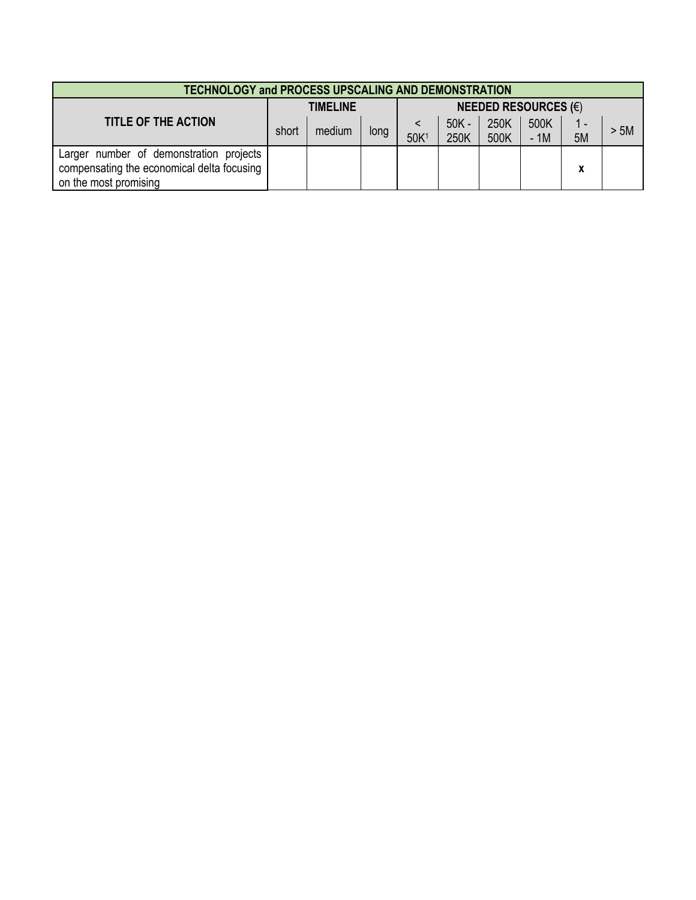| TECHNOLOGY and PROCESS UPSCALING AND DEMONSTRATION | | | | | | | | | |
|---|---|---|---|---|---|---|---|---|---|
| TITLE OF THE ACTION | TIMELINE | | | NEEDED RESOURCES (€) | | | | | |
| | short | medium | long | < 50K[1] | 50K - 250K | 250K 500K | 500K - 1M | 1 - 5M | > 5M |
| Larger number of demonstration projects compensating the economical delta focusing on the most promising | | | | | | | | x | |